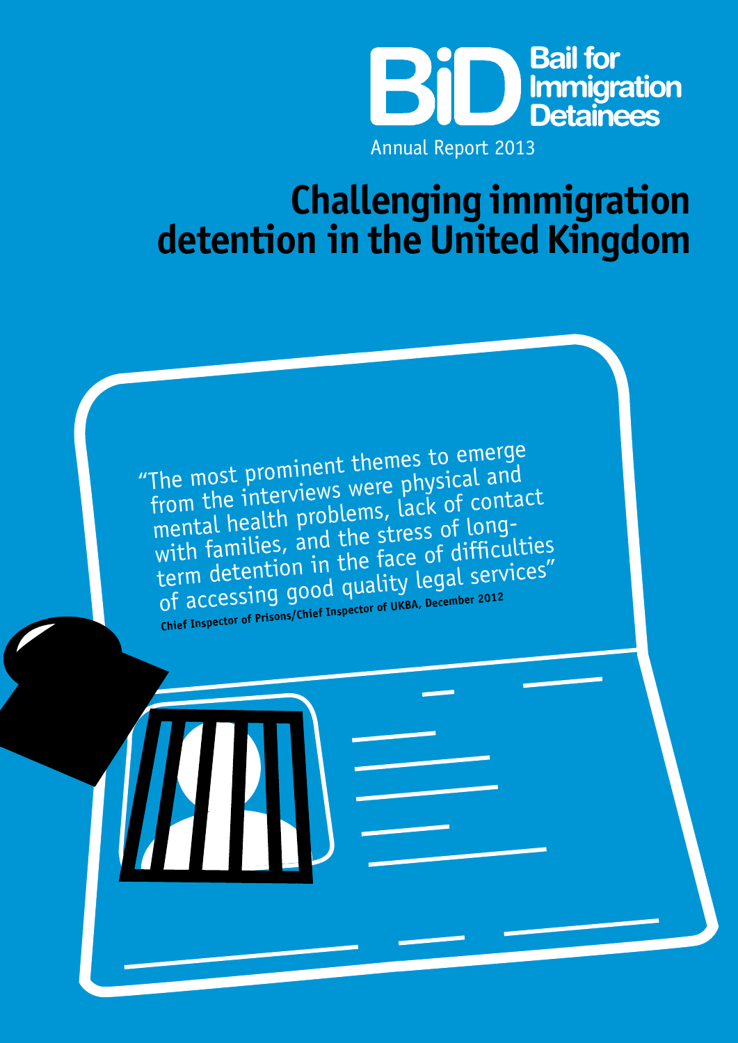**BiD** Bail for Immigration Detainees

Annual Report 2013

# Challenging immigration detention in the United Kingdom

"The most prominent themes to emerge from the interviews were physical and mental health problems, lack of contact with families, and the stress of long-term detention in the face of difficulties of accessing good quality legal services"

**Chief Inspector of Prisons/Chief Inspector of UKBA, December 2012**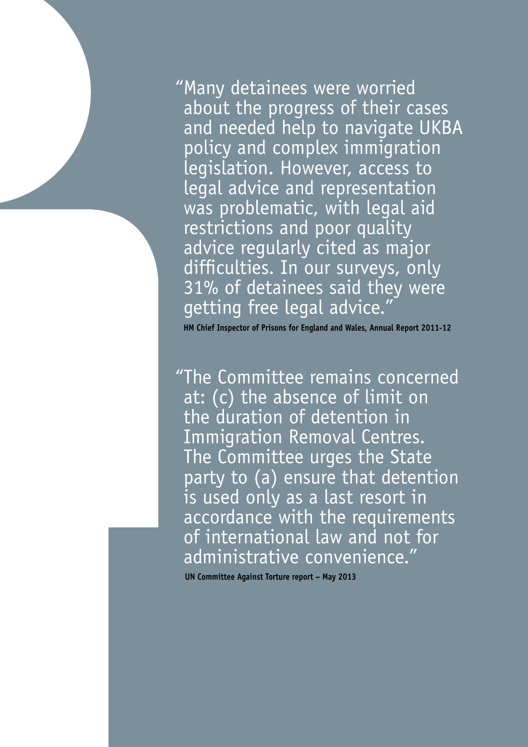"Many detainees were worried about the progress of their cases and needed help to navigate UKBA policy and complex immigration legislation. However, access to legal advice and representation was problematic, with legal aid restrictions and poor quality advice regularly cited as major difficulties. In our surveys, only 31% of detainees said they were getting free legal advice."

**HM Chief Inspector of Prisons for England and Wales, Annual Report 2011-12**

"The Committee remains concerned at: (c) the absence of limit on the duration of detention in Immigration Removal Centres. The Committee urges the State party to (a) ensure that detention is used only as a last resort in accordance with the requirements of international law and not for administrative convenience."

**UN Committee Against Torture report – May 2013**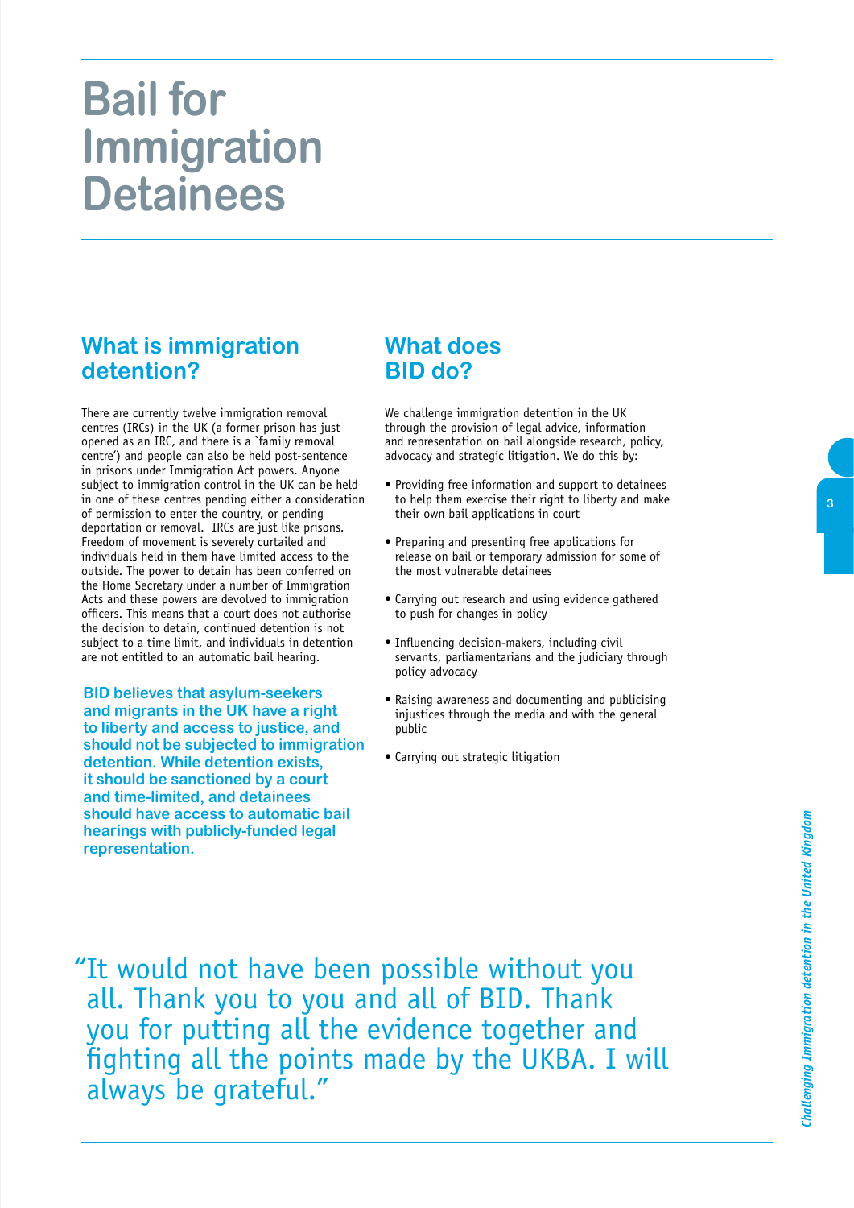# Bail for Immigration Detainees

## What is immigration detention?

There are currently twelve immigration removal centres (IRCs) in the UK (a former prison has just opened as an IRC, and there is a `family removal centre') and people can also be held post-sentence in prisons under Immigration Act powers. Anyone subject to immigration control in the UK can be held in one of these centres pending either a consideration of permission to enter the country, or pending deportation or removal. IRCs are just like prisons. Freedom of movement is severely curtailed and individuals held in them have limited access to the outside. The power to detain has been conferred on the Home Secretary under a number of Immigration Acts and these powers are devolved to immigration officers. This means that a court does not authorise the decision to detain, continued detention is not subject to a time limit, and individuals in detention are not entitled to an automatic bail hearing.

**BID believes that asylum-seekers and migrants in the UK have a right to liberty and access to justice, and should not be subjected to immigration detention. While detention exists, it should be sanctioned by a court and time-limited, and detainees should have access to automatic bail hearings with publicly-funded legal representation.**

## What does BID do?

We challenge immigration detention in the UK through the provision of legal advice, information and representation on bail alongside research, policy, advocacy and strategic litigation. We do this by:

- Providing free information and support to detainees to help them exercise their right to liberty and make their own bail applications in court
- Preparing and presenting free applications for release on bail or temporary admission for some of the most vulnerable detainees
- Carrying out research and using evidence gathered to push for changes in policy
- Influencing decision-makers, including civil servants, parliamentarians and the judiciary through policy advocacy
- Raising awareness and documenting and publicising injustices through the media and with the general public
- Carrying out strategic litigation

"It would not have been possible without you all. Thank you to you and all of BID. Thank you for putting all the evidence together and fighting all the points made by the UKBA. I will always be grateful."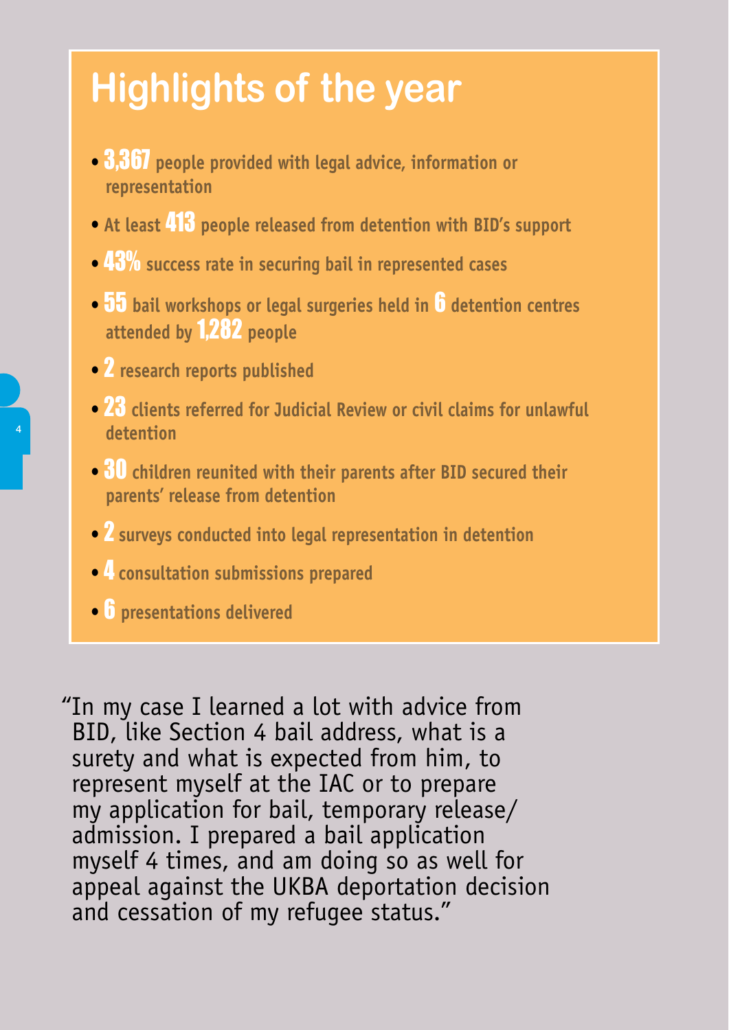# Highlights of the year

- **3,367** people provided with legal advice, information or representation
- At least **413** people released from detention with BID's support
- **43%** success rate in securing bail in represented cases
- **55** bail workshops or legal surgeries held in **6** detention centres attended by **1,282** people
- **2** research reports published
- **23** clients referred for Judicial Review or civil claims for unlawful detention
- **30** children reunited with their parents after BID secured their parents' release from detention
- **2** surveys conducted into legal representation in detention
- **4** consultation submissions prepared
- **6** presentations delivered

"In my case I learned a lot with advice from BID, like Section 4 bail address, what is a surety and what is expected from him, to represent myself at the IAC or to prepare my application for bail, temporary release/admission. I prepared a bail application myself 4 times, and am doing so as well for appeal against the UKBA deportation decision and cessation of my refugee status."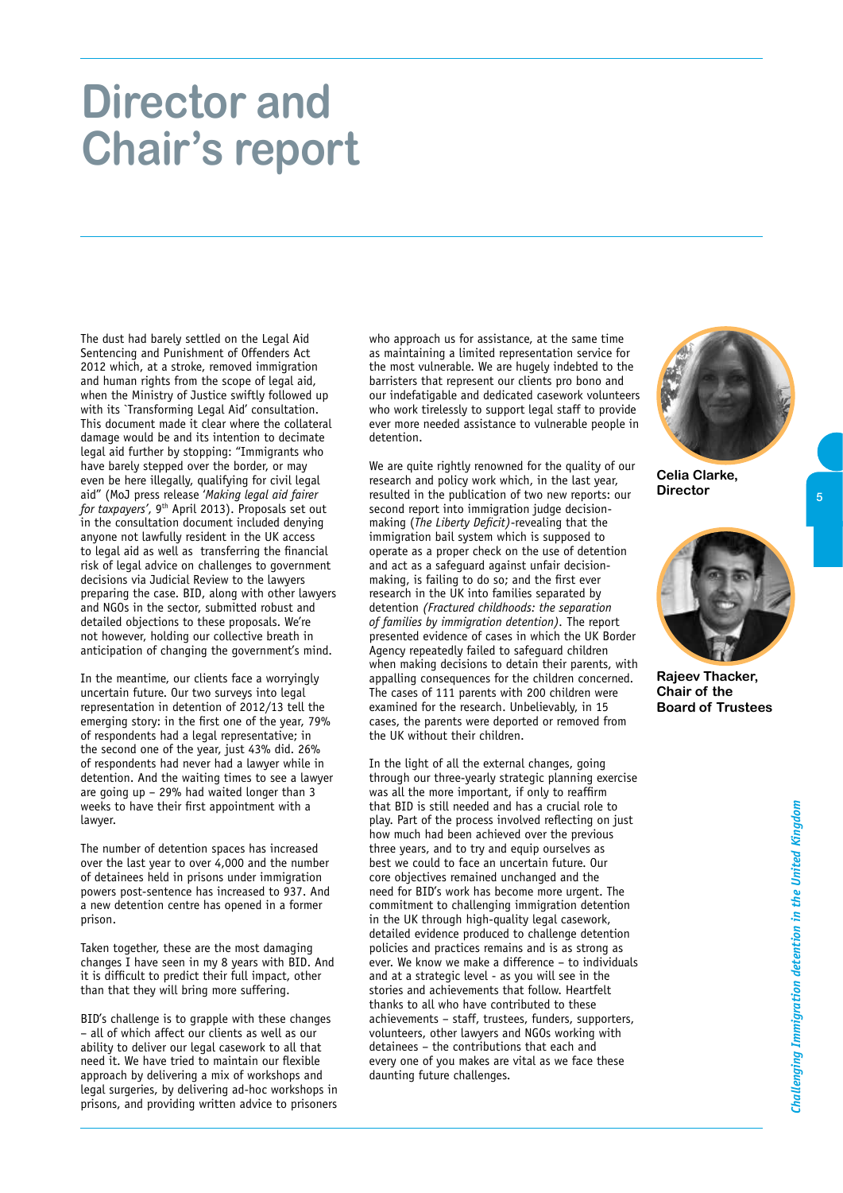# Director and Chair's report

The dust had barely settled on the Legal Aid Sentencing and Punishment of Offenders Act 2012 which, at a stroke, removed immigration and human rights from the scope of legal aid, when the Ministry of Justice swiftly followed up with its `Transforming Legal Aid' consultation. This document made it clear where the collateral damage would be and its intention to decimate legal aid further by stopping: "Immigrants who have barely stepped over the border, or may even be here illegally, qualifying for civil legal aid" (MoJ press release *'Making legal aid fairer for taxpayers',* 9th April 2013). Proposals set out in the consultation document included denying anyone not lawfully resident in the UK access to legal aid as well as transferring the financial risk of legal advice on challenges to government decisions via Judicial Review to the lawyers preparing the case. BID, along with other lawyers and NGOs in the sector, submitted robust and detailed objections to these proposals. We're not however, holding our collective breath in anticipation of changing the government's mind.

In the meantime, our clients face a worryingly uncertain future. Our two surveys into legal representation in detention of 2012/13 tell the emerging story: in the first one of the year, 79% of respondents had a legal representative; in the second one of the year, just 43% did. 26% of respondents had never had a lawyer while in detention. And the waiting times to see a lawyer are going up – 29% had waited longer than 3 weeks to have their first appointment with a lawyer.

The number of detention spaces has increased over the last year to over 4,000 and the number of detainees held in prisons under immigration powers post-sentence has increased to 937. And a new detention centre has opened in a former prison.

Taken together, these are the most damaging changes I have seen in my 8 years with BID. And it is difficult to predict their full impact, other than that they will bring more suffering.

BID's challenge is to grapple with these changes – all of which affect our clients as well as our ability to deliver our legal casework to all that need it. We have tried to maintain our flexible approach by delivering a mix of workshops and legal surgeries, by delivering ad-hoc workshops in prisons, and providing written advice to prisoners who approach us for assistance, at the same time as maintaining a limited representation service for the most vulnerable. We are hugely indebted to the barristers that represent our clients pro bono and our indefatigable and dedicated casework volunteers who work tirelessly to support legal staff to provide ever more needed assistance to vulnerable people in detention.

We are quite rightly renowned for the quality of our research and policy work which, in the last year, resulted in the publication of two new reports: our second report into immigration judge decision-making (*The Liberty Deficit*)-revealing that the immigration bail system which is supposed to operate as a proper check on the use of detention and act as a safeguard against unfair decision-making, is failing to do so; and the first ever research in the UK into families separated by detention *(Fractured childhoods: the separation of families by immigration detention)*. The report presented evidence of cases in which the UK Border Agency repeatedly failed to safeguard children when making decisions to detain their parents, with appalling consequences for the children concerned. The cases of 111 parents with 200 children were examined for the research. Unbelievably, in 15 cases, the parents were deported or removed from the UK without their children.

In the light of all the external changes, going through our three-yearly strategic planning exercise was all the more important, if only to reaffirm that BID is still needed and has a crucial role to play. Part of the process involved reflecting on just how much had been achieved over the previous three years, and to try and equip ourselves as best we could to face an uncertain future. Our core objectives remained unchanged and the need for BID's work has become more urgent. The commitment to challenging immigration detention in the UK through high-quality legal casework, detailed evidence produced to challenge detention policies and practices remains and is as strong as ever. We know we make a difference – to individuals and at a strategic level - as you will see in the stories and achievements that follow. Heartfelt thanks to all who have contributed to these achievements – staff, trustees, funders, supporters, volunteers, other lawyers and NGOs working with detainees – the contributions that each and every one of you makes are vital as we face these daunting future challenges.

**Celia Clarke, Director**

**Rajeev Thacker, Chair of the Board of Trustees**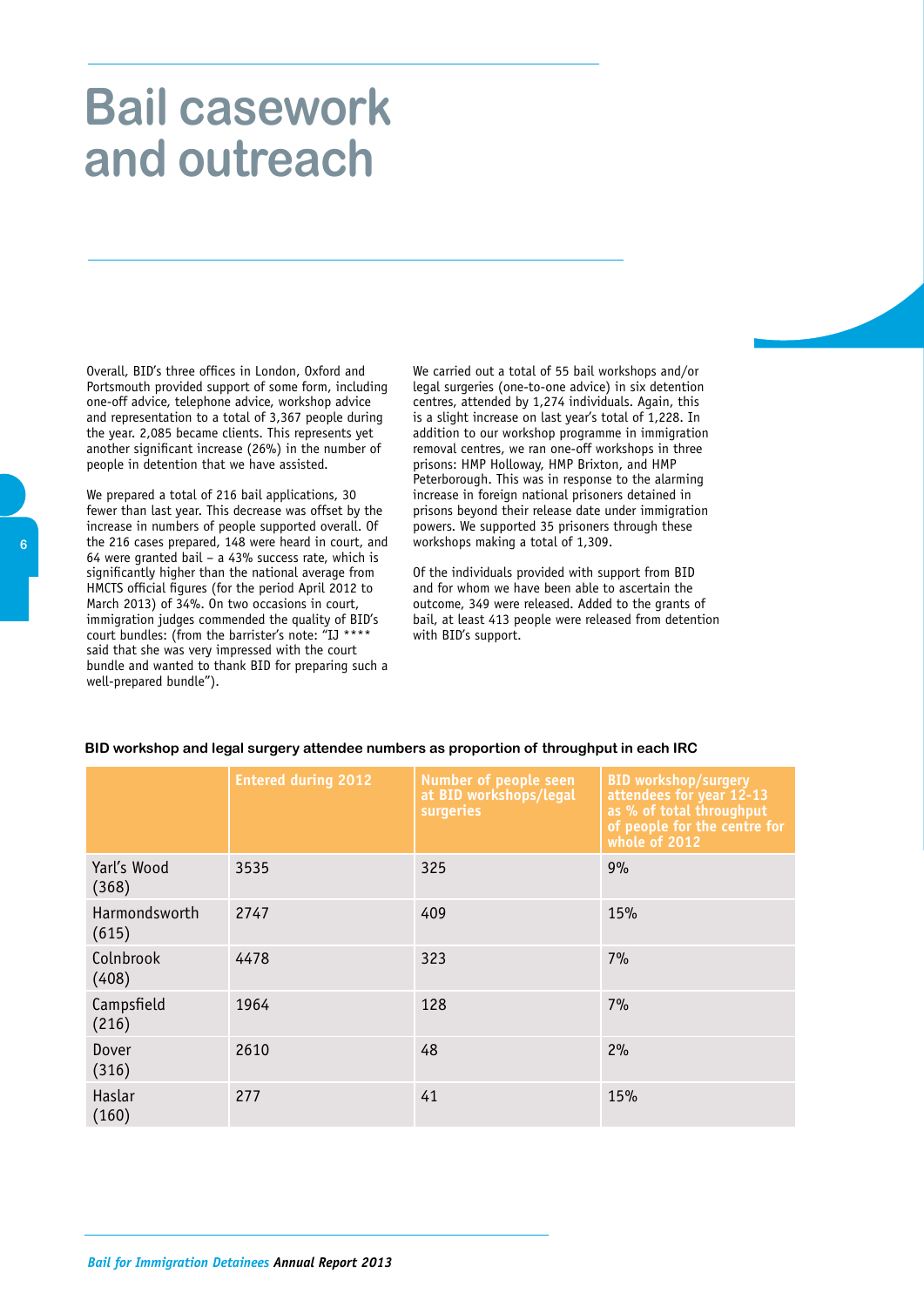# Bail casework and outreach

Overall, BID's three offices in London, Oxford and Portsmouth provided support of some form, including one-off advice, telephone advice, workshop advice and representation to a total of 3,367 people during the year. 2,085 became clients. This represents yet another significant increase (26%) in the number of people in detention that we have assisted.

We prepared a total of 216 bail applications, 30 fewer than last year. This decrease was offset by the increase in numbers of people supported overall. Of the 216 cases prepared, 148 were heard in court, and 64 were granted bail – a 43% success rate, which is significantly higher than the national average from HMCTS official figures (for the period April 2012 to March 2013) of 34%. On two occasions in court, immigration judges commended the quality of BID's court bundles: (from the barrister's note: "IJ **** said that she was very impressed with the court bundle and wanted to thank BID for preparing such a well-prepared bundle").

We carried out a total of 55 bail workshops and/or legal surgeries (one-to-one advice) in six detention centres, attended by 1,274 individuals. Again, this is a slight increase on last year's total of 1,228. In addition to our workshop programme in immigration removal centres, we ran one-off workshops in three prisons: HMP Holloway, HMP Brixton, and HMP Peterborough. This was in response to the alarming increase in foreign national prisoners detained in prisons beyond their release date under immigration powers. We supported 35 prisoners through these workshops making a total of 1,309.

Of the individuals provided with support from BID and for whom we have been able to ascertain the outcome, 349 were released. Added to the grants of bail, at least 413 people were released from detention with BID's support.

**BID workshop and legal surgery attendee numbers as proportion of throughput in each IRC**

| | Entered during 2012 | Number of people seen at BID workshops/legal surgeries | BID workshop/surgery attendees for year 12-13 as % of total throughput of people for the centre for whole of 2012 |
|---|---|---|---|
| Yarl's Wood (368) | 3535 | 325 | 9% |
| Harmondsworth (615) | 2747 | 409 | 15% |
| Colnbrook (408) | 4478 | 323 | 7% |
| Campsfield (216) | 1964 | 128 | 7% |
| Dover (316) | 2610 | 48 | 2% |
| Haslar (160) | 277 | 41 | 15% |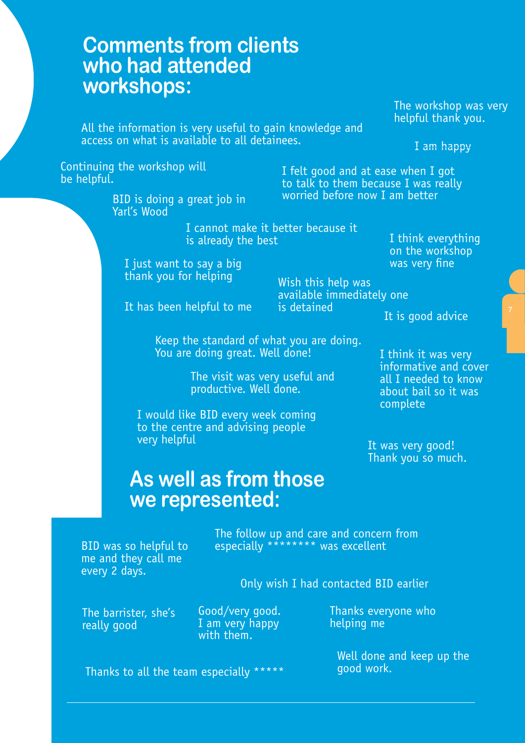## Comments from clients who had attended workshops:

The workshop was very helpful thank you.

All the information is very useful to gain knowledge and access on what is available to all detainees.

I am happy

Continuing the workshop will be helpful.

I felt good and at ease when I got to talk to them because I was really worried before now I am better

BID is doing a great job in Yarl's Wood

I cannot make it better because it is already the best

I think everything on the workshop was very fine

I just want to say a big thank you for helping

Wish this help was available immediately one is detained

It has been helpful to me

It is good advice

Keep the standard of what you are doing. You are doing great. Well done!

I think it was very informative and cover all I needed to know about bail so it was complete

The visit was very useful and productive. Well done.

I would like BID every week coming to the centre and advising people very helpful

It was very good! Thank you so much.

## As well as from those we represented:

BID was so helpful to me and they call me every 2 days.

The follow up and care and concern from especially ******** was excellent

Only wish I had contacted BID earlier

The barrister, she's really good

Good/very good. I am very happy with them.

Thanks everyone who helping me

Thanks to all the team especially *****

Well done and keep up the good work.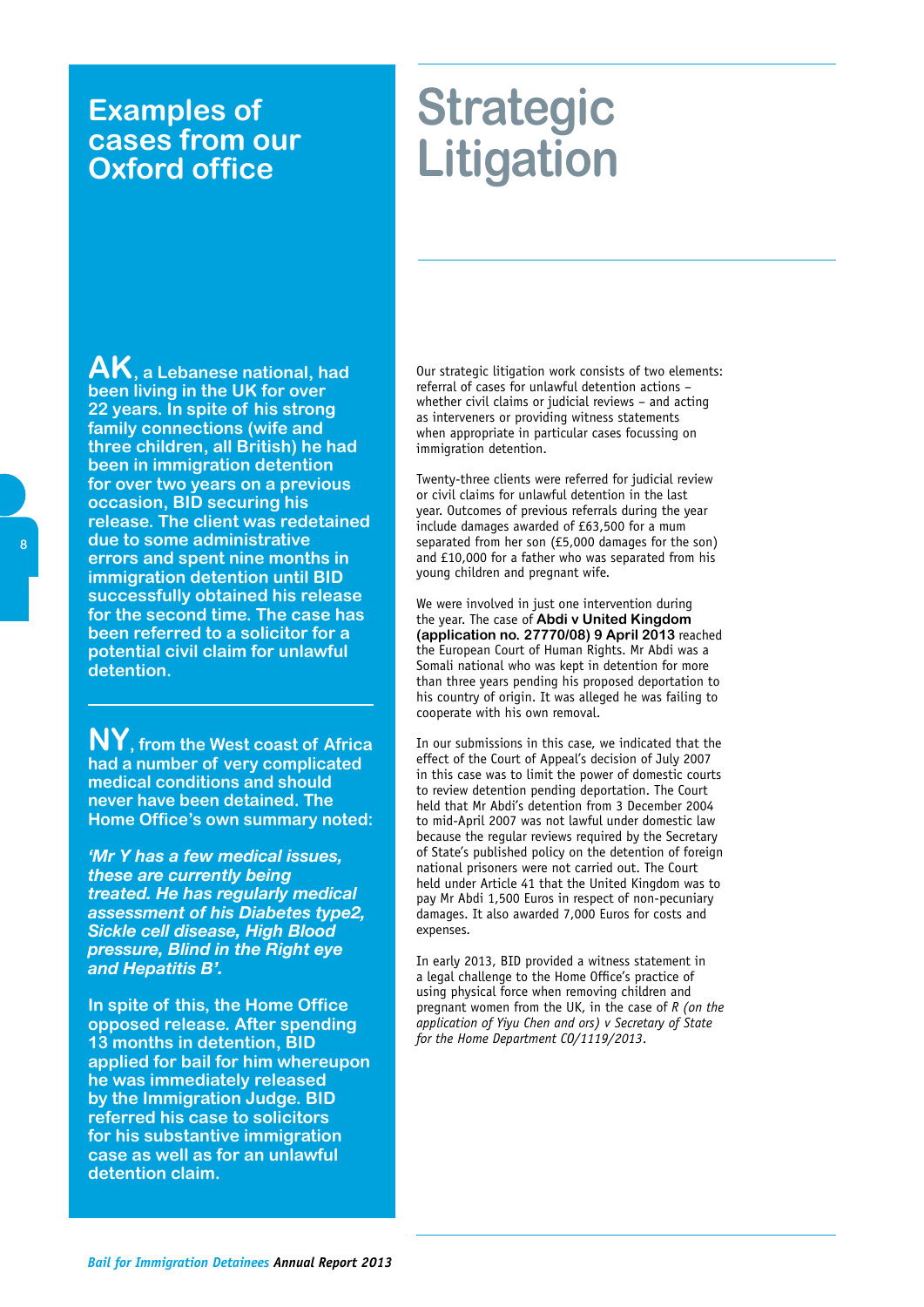## Examples of cases from our Oxford office

**AK**, a Lebanese national, had been living in the UK for over 22 years. In spite of his strong family connections (wife and three children, all British) he had been in immigration detention for over two years on a previous occasion, BID securing his release. The client was redetained due to some administrative errors and spent nine months in immigration detention until BID successfully obtained his release for the second time. The case has been referred to a solicitor for a potential civil claim for unlawful detention.

**NY**, from the West coast of Africa had a number of very complicated medical conditions and should never have been detained. The Home Office's own summary noted:

*'Mr Y has a few medical issues, these are currently being treated. He has regularly medical assessment of his Diabetes type2, Sickle cell disease, High Blood pressure, Blind in the Right eye and Hepatitis B'.*

In spite of this, the Home Office opposed release. After spending 13 months in detention, BID applied for bail for him whereupon he was immediately released by the Immigration Judge. BID referred his case to solicitors for his substantive immigration case as well as for an unlawful detention claim.

# Strategic Litigation

Our strategic litigation work consists of two elements: referral of cases for unlawful detention actions – whether civil claims or judicial reviews – and acting as interveners or providing witness statements when appropriate in particular cases focussing on immigration detention.

Twenty-three clients were referred for judicial review or civil claims for unlawful detention in the last year. Outcomes of previous referrals during the year include damages awarded of £63,500 for a mum separated from her son (£5,000 damages for the son) and £10,000 for a father who was separated from his young children and pregnant wife.

We were involved in just one intervention during the year. The case of **Abdi v United Kingdom (application no. 27770/08) 9 April 2013** reached the European Court of Human Rights. Mr Abdi was a Somali national who was kept in detention for more than three years pending his proposed deportation to his country of origin. It was alleged he was failing to cooperate with his own removal.

In our submissions in this case, we indicated that the effect of the Court of Appeal's decision of July 2007 in this case was to limit the power of domestic courts to review detention pending deportation. The Court held that Mr Abdi's detention from 3 December 2004 to mid-April 2007 was not lawful under domestic law because the regular reviews required by the Secretary of State's published policy on the detention of foreign national prisoners were not carried out. The Court held under Article 41 that the United Kingdom was to pay Mr Abdi 1,500 Euros in respect of non-pecuniary damages. It also awarded 7,000 Euros for costs and expenses.

In early 2013, BID provided a witness statement in a legal challenge to the Home Office's practice of using physical force when removing children and pregnant women from the UK, in the case of *R (on the application of Yiyu Chen and ors) v Secretary of State for the Home Department CO/1119/2013*.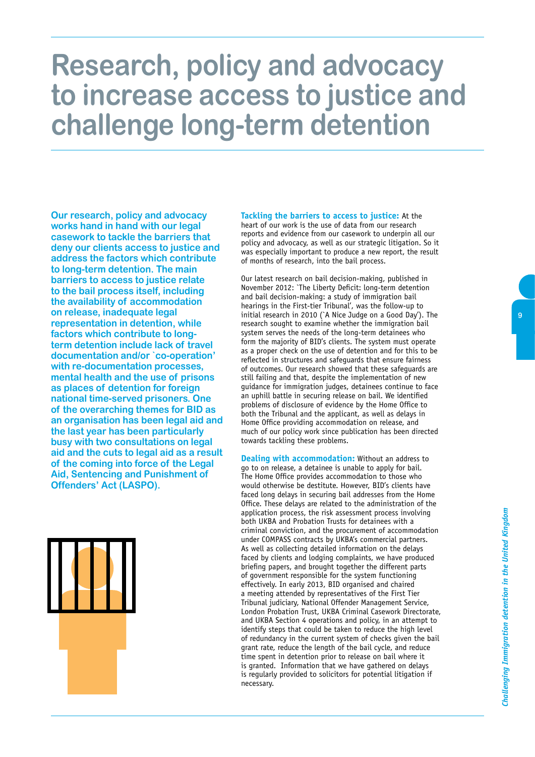# Research, policy and advocacy to increase access to justice and challenge long-term detention

**Our research, policy and advocacy works hand in hand with our legal casework to tackle the barriers that deny our clients access to justice and address the factors which contribute to long-term detention. The main barriers to access to justice relate to the bail process itself, including the availability of accommodation on release, inadequate legal representation in detention, while factors which contribute to long-term detention include lack of travel documentation and/or `co-operation' with re-documentation processes, mental health and the use of prisons as places of detention for foreign national time-served prisoners. One of the overarching themes for BID as an organisation has been legal aid and the last year has been particularly busy with two consultations on legal aid and the cuts to legal aid as a result of the coming into force of the Legal Aid, Sentencing and Punishment of Offenders' Act (LASPO).**

**Tackling the barriers to access to justice:** At the heart of our work is the use of data from our research reports and evidence from our casework to underpin all our policy and advocacy, as well as our strategic litigation. So it was especially important to produce a new report, the result of months of research, into the bail process.

Our latest research on bail decision-making, published in November 2012: `The Liberty Deficit: long-term detention and bail decision-making: a study of immigration bail hearings in the First-tier Tribunal', was the follow-up to initial research in 2010 (`A Nice Judge on a Good Day'). The research sought to examine whether the immigration bail system serves the needs of the long-term detainees who form the majority of BID's clients. The system must operate as a proper check on the use of detention and for this to be reflected in structures and safeguards that ensure fairness of outcomes. Our research showed that these safeguards are still failing and that, despite the implementation of new guidance for immigration judges, detainees continue to face an uphill battle in securing release on bail. We identified problems of disclosure of evidence by the Home Office to both the Tribunal and the applicant, as well as delays in Home Office providing accommodation on release, and much of our policy work since publication has been directed towards tackling these problems.

**Dealing with accommodation:** Without an address to go to on release, a detainee is unable to apply for bail. The Home Office provides accommodation to those who would otherwise be destitute. However, BID's clients have faced long delays in securing bail addresses from the Home Office. These delays are related to the administration of the application process, the risk assessment process involving both UKBA and Probation Trusts for detainees with a criminal conviction, and the procurement of accommodation under COMPASS contracts by UKBA's commercial partners. As well as collecting detailed information on the delays faced by clients and lodging complaints, we have produced briefing papers, and brought together the different parts of government responsible for the system functioning effectively. In early 2013, BID organised and chaired a meeting attended by representatives of the First Tier Tribunal judiciary, National Offender Management Service, London Probation Trust, UKBA Criminal Casework Directorate, and UKBA Section 4 operations and policy, in an attempt to identify steps that could be taken to reduce the high level of redundancy in the current system of checks given the bail grant rate, reduce the length of the bail cycle, and reduce time spent in detention prior to release on bail where it is granted. Information that we have gathered on delays is regularly provided to solicitors for potential litigation if necessary.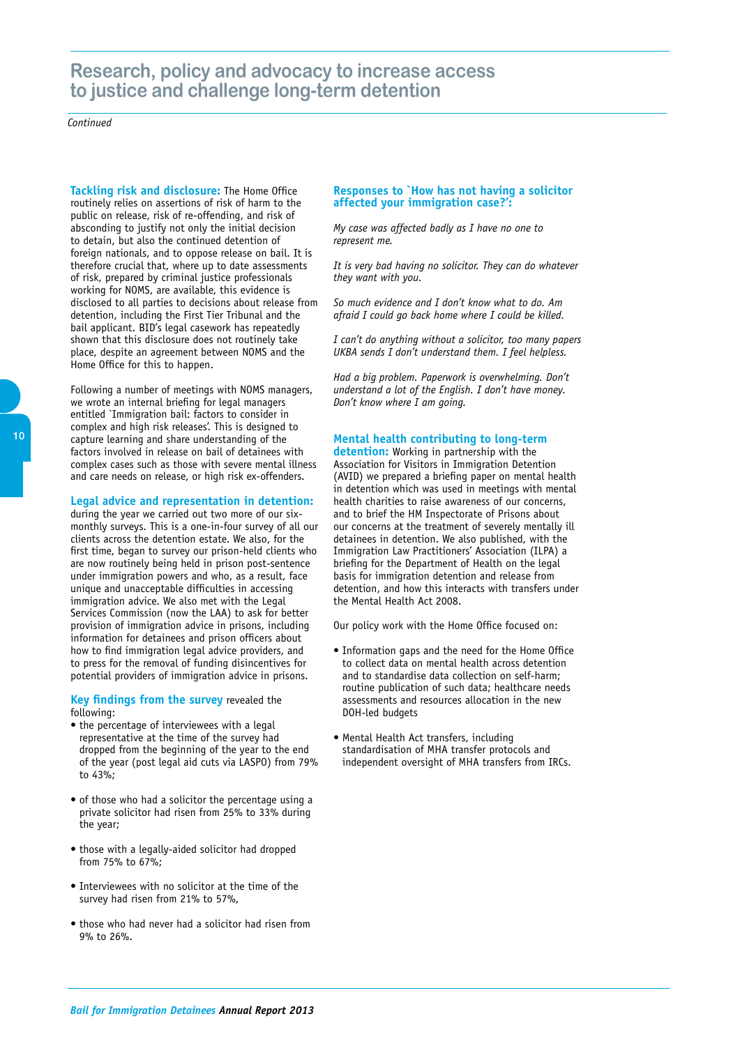# Research, policy and advocacy to increase access to justice and challenge long-term detention

*Continued*

**Tackling risk and disclosure:** The Home Office routinely relies on assertions of risk of harm to the public on release, risk of re-offending, and risk of absconding to justify not only the initial decision to detain, but also the continued detention of foreign nationals, and to oppose release on bail. It is therefore crucial that, where up to date assessments of risk, prepared by criminal justice professionals working for NOMS, are available, this evidence is disclosed to all parties to decisions about release from detention, including the First Tier Tribunal and the bail applicant. BID's legal casework has repeatedly shown that this disclosure does not routinely take place, despite an agreement between NOMS and the Home Office for this to happen.

Following a number of meetings with NOMS managers, we wrote an internal briefing for legal managers entitled `Immigration bail: factors to consider in complex and high risk releases'. This is designed to capture learning and share understanding of the factors involved in release on bail of detainees with complex cases such as those with severe mental illness and care needs on release, or high risk ex-offenders.

**Legal advice and representation in detention:** during the year we carried out two more of our six-monthly surveys. This is a one-in-four survey of all our clients across the detention estate. We also, for the first time, began to survey our prison-held clients who are now routinely being held in prison post-sentence under immigration powers and who, as a result, face unique and unacceptable difficulties in accessing immigration advice. We also met with the Legal Services Commission (now the LAA) to ask for better provision of immigration advice in prisons, including information for detainees and prison officers about how to find immigration legal advice providers, and to press for the removal of funding disincentives for potential providers of immigration advice in prisons.

**Key findings from the survey** revealed the following:

- the percentage of interviewees with a legal representative at the time of the survey had dropped from the beginning of the year to the end of the year (post legal aid cuts via LASPO) from 79% to 43%;
- of those who had a solicitor the percentage using a private solicitor had risen from 25% to 33% during the year;
- those with a legally-aided solicitor had dropped from 75% to 67%;
- Interviewees with no solicitor at the time of the survey had risen from 21% to 57%,
- those who had never had a solicitor had risen from 9% to 26%.

**Responses to `How has not having a solicitor affected your immigration case?':**

*My case was affected badly as I have no one to represent me.*

*It is very bad having no solicitor. They can do whatever they want with you.*

*So much evidence and I don't know what to do. Am afraid I could go back home where I could be killed.*

*I can't do anything without a solicitor, too many papers UKBA sends I don't understand them. I feel helpless.*

*Had a big problem. Paperwork is overwhelming. Don't understand a lot of the English. I don't have money. Don't know where I am going.*

**Mental health contributing to long-term detention:** Working in partnership with the Association for Visitors in Immigration Detention (AVID) we prepared a briefing paper on mental health in detention which was used in meetings with mental health charities to raise awareness of our concerns, and to brief the HM Inspectorate of Prisons about our concerns at the treatment of severely mentally ill detainees in detention. We also published, with the Immigration Law Practitioners' Association (ILPA) a briefing for the Department of Health on the legal basis for immigration detention and release from detention, and how this interacts with transfers under the Mental Health Act 2008.

Our policy work with the Home Office focused on:

- Information gaps and the need for the Home Office to collect data on mental health across detention and to standardise data collection on self-harm; routine publication of such data; healthcare needs assessments and resources allocation in the new DOH-led budgets
- Mental Health Act transfers, including standardisation of MHA transfer protocols and independent oversight of MHA transfers from IRCs.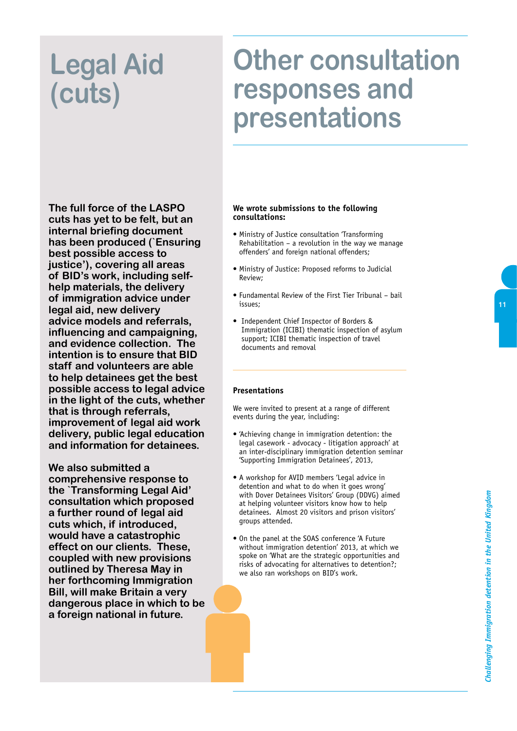# Legal Aid (cuts)

**The full force of the LASPO cuts has yet to be felt, but an internal briefing document has been produced (`Ensuring best possible access to justice'), covering all areas of BID's work, including self-help materials, the delivery of immigration advice under legal aid, new delivery advice models and referrals, influencing and campaigning, and evidence collection. The intention is to ensure that BID staff and volunteers are able to help detainees get the best possible access to legal advice in the light of the cuts, whether that is through referrals, improvement of legal aid work delivery, public legal education and information for detainees.**

**We also submitted a comprehensive response to the `Transforming Legal Aid' consultation which proposed a further round of legal aid cuts which, if introduced, would have a catastrophic effect on our clients. These, coupled with new provisions outlined by Theresa May in her forthcoming Immigration Bill, will make Britain a very dangerous place in which to be a foreign national in future.**

# Other consultation responses and presentations

**We wrote submissions to the following consultations:**

- Ministry of Justice consultation 'Transforming Rehabilitation – a revolution in the way we manage offenders' and foreign national offenders;
- Ministry of Justice: Proposed reforms to Judicial Review;
- Fundamental Review of the First Tier Tribunal – bail issues;
- Independent Chief Inspector of Borders & Immigration (ICIBI) thematic inspection of asylum support; ICIBI thematic inspection of travel documents and removal

**Presentations**

We were invited to present at a range of different events during the year, including:

- 'Achieving change in immigration detention: the legal casework - advocacy - litigation approach' at an inter-disciplinary immigration detention seminar 'Supporting Immigration Detainees', 2013,
- A workshop for AVID members 'Legal advice in detention and what to do when it goes wrong' with Dover Detainees Visitors' Group (DDVG) aimed at helping volunteer visitors know how to help detainees. Almost 20 visitors and prison visitors' groups attended.
- On the panel at the SOAS conference 'A Future without immigration detention' 2013, at which we spoke on 'What are the strategic opportunities and risks of advocating for alternatives to detention?; we also ran workshops on BID's work.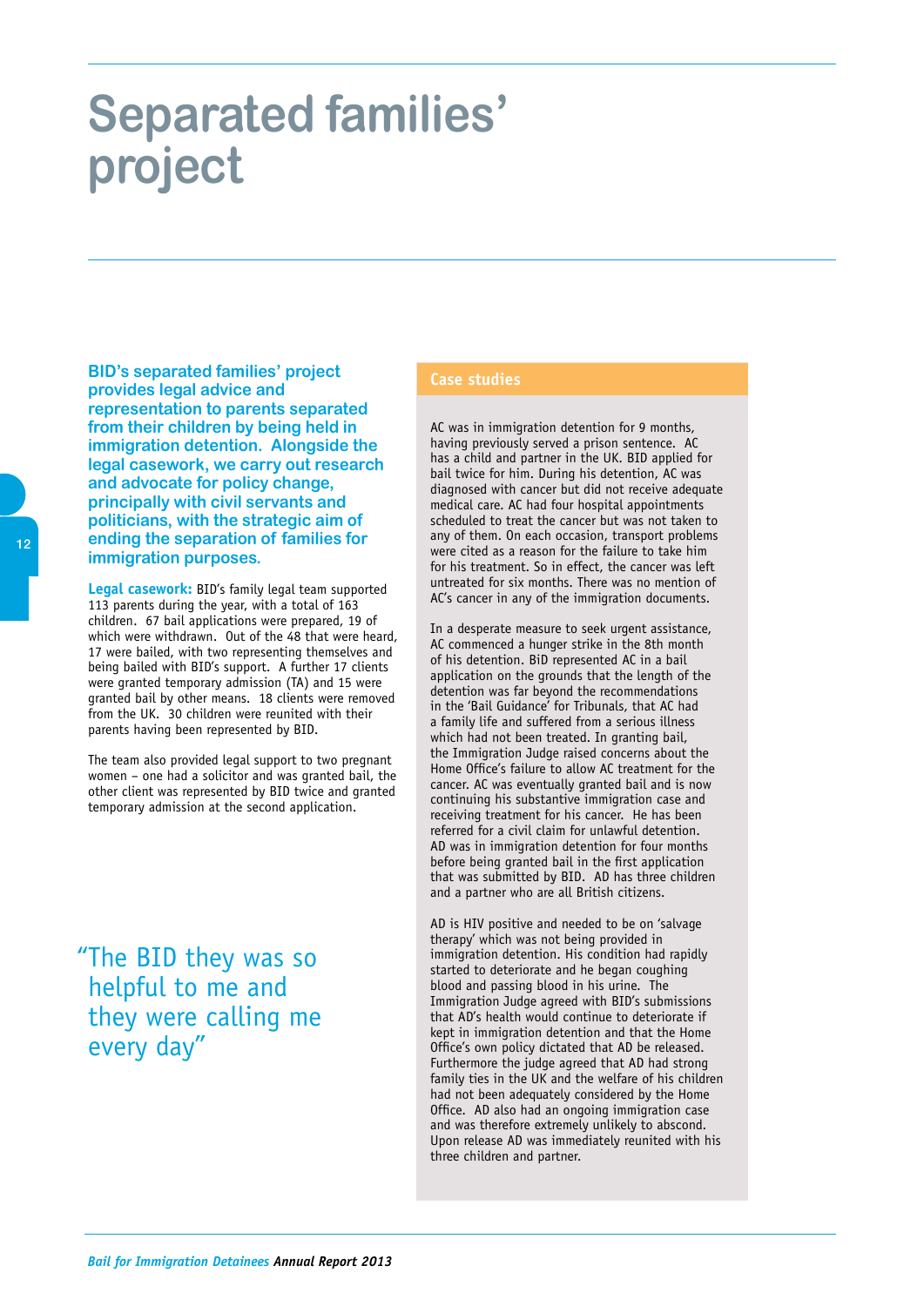# Separated families' project

**BID's separated families' project provides legal advice and representation to parents separated from their children by being held in immigration detention. Alongside the legal casework, we carry out research and advocate for policy change, principally with civil servants and politicians, with the strategic aim of ending the separation of families for immigration purposes.**

**Legal casework:** BID's family legal team supported 113 parents during the year, with a total of 163 children. 67 bail applications were prepared, 19 of which were withdrawn. Out of the 48 that were heard, 17 were bailed, with two representing themselves and being bailed with BID's support. A further 17 clients were granted temporary admission (TA) and 15 were granted bail by other means. 18 clients were removed from the UK. 30 children were reunited with their parents having been represented by BID.

The team also provided legal support to two pregnant women – one had a solicitor and was granted bail, the other client was represented by BID twice and granted temporary admission at the second application.

> "The BID they was so helpful to me and they were calling me every day"

## Case studies

AC was in immigration detention for 9 months, having previously served a prison sentence. AC has a child and partner in the UK. BID applied for bail twice for him. During his detention, AC was diagnosed with cancer but did not receive adequate medical care. AC had four hospital appointments scheduled to treat the cancer but was not taken to any of them. On each occasion, transport problems were cited as a reason for the failure to take him for his treatment. So in effect, the cancer was left untreated for six months. There was no mention of AC's cancer in any of the immigration documents.

In a desperate measure to seek urgent assistance, AC commenced a hunger strike in the 8th month of his detention. BiD represented AC in a bail application on the grounds that the length of the detention was far beyond the recommendations in the 'Bail Guidance' for Tribunals, that AC had a family life and suffered from a serious illness which had not been treated. In granting bail, the Immigration Judge raised concerns about the Home Office's failure to allow AC treatment for the cancer. AC was eventually granted bail and is now continuing his substantive immigration case and receiving treatment for his cancer. He has been referred for a civil claim for unlawful detention. AD was in immigration detention for four months before being granted bail in the first application that was submitted by BID. AD has three children and a partner who are all British citizens.

AD is HIV positive and needed to be on 'salvage therapy' which was not being provided in immigration detention. His condition had rapidly started to deteriorate and he began coughing blood and passing blood in his urine. The Immigration Judge agreed with BID's submissions that AD's health would continue to deteriorate if kept in immigration detention and that the Home Office's own policy dictated that AD be released. Furthermore the judge agreed that AD had strong family ties in the UK and the welfare of his children had not been adequately considered by the Home Office. AD also had an ongoing immigration case and was therefore extremely unlikely to abscond. Upon release AD was immediately reunited with his three children and partner.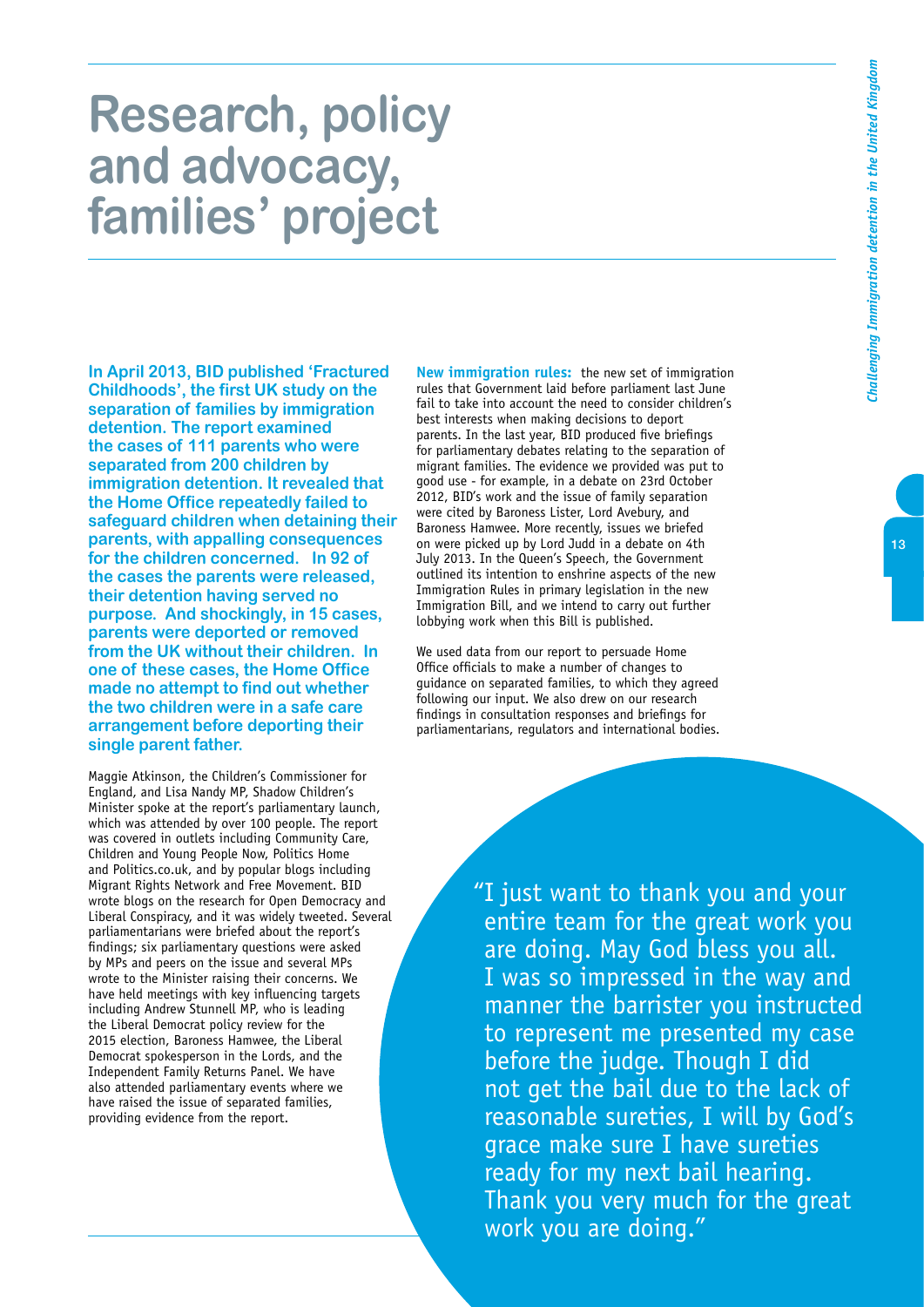# Research, policy and advocacy, families' project

**In April 2013, BID published 'Fractured Childhoods', the first UK study on the separation of families by immigration detention. The report examined the cases of 111 parents who were separated from 200 children by immigration detention. It revealed that the Home Office repeatedly failed to safeguard children when detaining their parents, with appalling consequences for the children concerned. In 92 of the cases the parents were released, their detention having served no purpose. And shockingly, in 15 cases, parents were deported or removed from the UK without their children. In one of these cases, the Home Office made no attempt to find out whether the two children were in a safe care arrangement before deporting their single parent father.**

Maggie Atkinson, the Children's Commissioner for England, and Lisa Nandy MP, Shadow Children's Minister spoke at the report's parliamentary launch, which was attended by over 100 people. The report was covered in outlets including Community Care, Children and Young People Now, Politics Home and Politics.co.uk, and by popular blogs including Migrant Rights Network and Free Movement. BID wrote blogs on the research for Open Democracy and Liberal Conspiracy, and it was widely tweeted. Several parliamentarians were briefed about the report's findings; six parliamentary questions were asked by MPs and peers on the issue and several MPs wrote to the Minister raising their concerns. We have held meetings with key influencing targets including Andrew Stunnell MP, who is leading the Liberal Democrat policy review for the 2015 election, Baroness Hamwee, the Liberal Democrat spokesperson in the Lords, and the Independent Family Returns Panel. We have also attended parliamentary events where we have raised the issue of separated families, providing evidence from the report.

**New immigration rules:** the new set of immigration rules that Government laid before parliament last June fail to take into account the need to consider children's best interests when making decisions to deport parents. In the last year, BID produced five briefings for parliamentary debates relating to the separation of migrant families. The evidence we provided was put to good use - for example, in a debate on 23rd October 2012, BID's work and the issue of family separation were cited by Baroness Lister, Lord Avebury, and Baroness Hamwee. More recently, issues we briefed on were picked up by Lord Judd in a debate on 4th July 2013. In the Queen's Speech, the Government outlined its intention to enshrine aspects of the new Immigration Rules in primary legislation in the new Immigration Bill, and we intend to carry out further lobbying work when this Bill is published.

We used data from our report to persuade Home Office officials to make a number of changes to guidance on separated families, to which they agreed following our input. We also drew on our research findings in consultation responses and briefings for parliamentarians, regulators and international bodies.

"I just want to thank you and your entire team for the great work you are doing. May God bless you all. I was so impressed in the way and manner the barrister you instructed to represent me presented my case before the judge. Though I did not get the bail due to the lack of reasonable sureties, I will by God's grace make sure I have sureties ready for my next bail hearing. Thank you very much for the great work you are doing."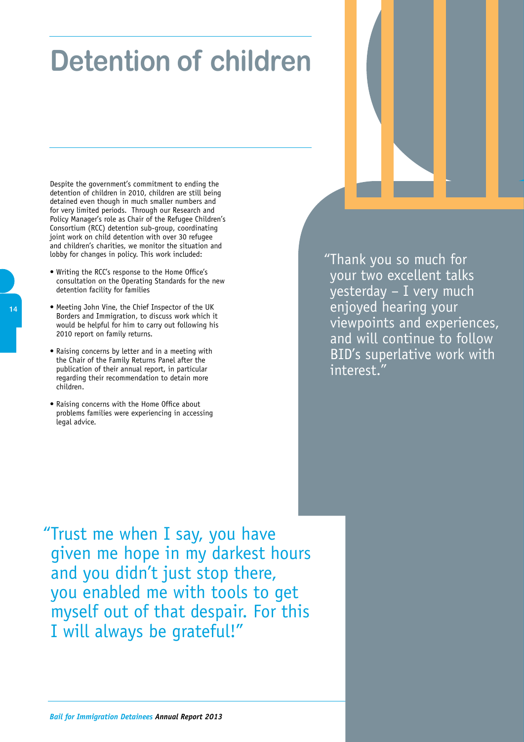# Detention of children

Despite the government's commitment to ending the detention of children in 2010, children are still being detained even though in much smaller numbers and for very limited periods. Through our Research and Policy Manager's role as Chair of the Refugee Children's Consortium (RCC) detention sub-group, coordinating joint work on child detention with over 30 refugee and children's charities, we monitor the situation and lobby for changes in policy. This work included:

- Writing the RCC's response to the Home Office's consultation on the Operating Standards for the new detention facility for families
- Meeting John Vine, the Chief Inspector of the UK Borders and Immigration, to discuss work which it would be helpful for him to carry out following his 2010 report on family returns.
- Raising concerns by letter and in a meeting with the Chair of the Family Returns Panel after the publication of their annual report, in particular regarding their recommendation to detain more children.
- Raising concerns with the Home Office about problems families were experiencing in accessing legal advice.

"Thank you so much for your two excellent talks yesterday – I very much enjoyed hearing your viewpoints and experiences, and will continue to follow BID's superlative work with interest."

"Trust me when I say, you have given me hope in my darkest hours and you didn't just stop there, you enabled me with tools to get myself out of that despair. For this I will always be grateful!"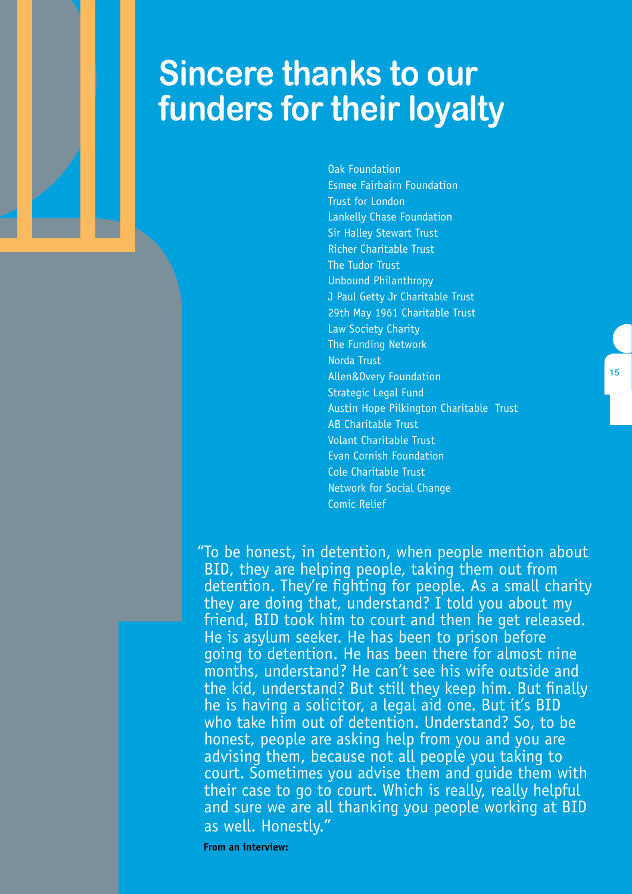# Sincere thanks to our funders for their loyalty

Oak Foundation
Esmee Fairbairn Foundation
Trust for London
Lankelly Chase Foundation
Sir Halley Stewart Trust
Richer Charitable Trust
The Tudor Trust
Unbound Philanthropy
J Paul Getty Jr Charitable Trust
29th May 1961 Charitable Trust
Law Society Charity
The Funding Network
Norda Trust
Allen&Overy Foundation
Strategic Legal Fund
Austin Hope Pilkington Charitable Trust
AB Charitable Trust
Volant Charitable Trust
Evan Cornish Foundation
Cole Charitable Trust
Network for Social Change
Comic Relief

"To be honest, in detention, when people mention about BID, they are helping people, taking them out from detention. They're fighting for people. As a small charity they are doing that, understand? I told you about my friend, BID took him to court and then he get released. He is asylum seeker. He has been to prison before going to detention. He has been there for almost nine months, understand? He can't see his wife outside and the kid, understand? But still they keep him. But finally he is having a solicitor, a legal aid one. But it's BID who take him out of detention. Understand? So, to be honest, people are asking help from you and you are advising them, because not all people you taking to court. Sometimes you advise them and guide them with their case to go to court. Which is really, really helpful and sure we are all thanking you people working at BID as well. Honestly."

**From an interview:**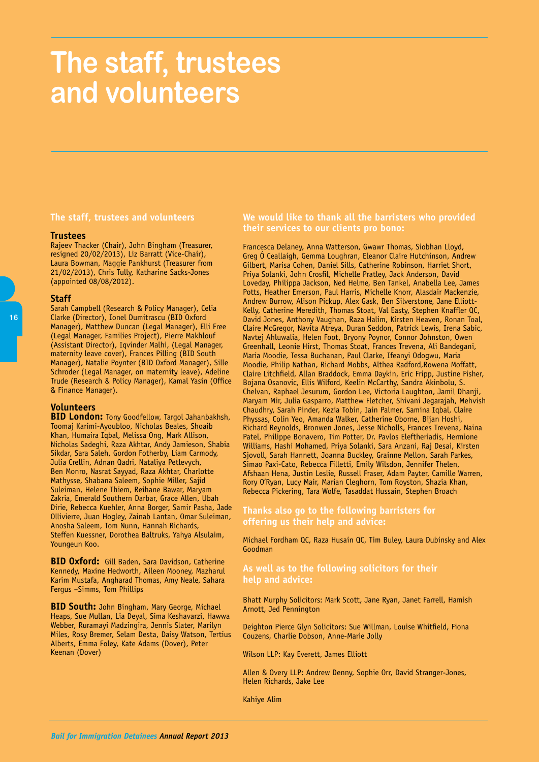# The staff, trustees and volunteers

## The staff, trustees and volunteers

### Trustees

Rajeev Thacker (Chair), John Bingham (Treasurer, resigned 20/02/2013), Liz Barratt (Vice-Chair), Laura Bowman, Maggie Pankhurst (Treasurer from 21/02/2013), Chris Tully, Katharine Sacks-Jones (appointed 08/08/2012).

### Staff

Sarah Campbell (Research & Policy Manager), Celia Clarke (Director), Ionel Dumitrascu (BID Oxford Manager), Matthew Duncan (Legal Manager), Elli Free (Legal Manager, Families Project), Pierre Makhlouf (Assistant Director), Iqvinder Malhi, (Legal Manager, maternity leave cover), Frances Pilling (BID South Manager), Natalie Poynter (BID Oxford Manager), Sille Schroder (Legal Manager, on maternity leave), Adeline Trude (Research & Policy Manager), Kamal Yasin (Office & Finance Manager).

### Volunteers

**BID London:** Tony Goodfellow, Targol Jahanbakhsh, Toomaj Karimi-Ayoubloo, Nicholas Beales, Shoaib Khan, Humaira Iqbal, Melissa Ong, Mark Allison, Nicholas Sadeghi, Raza Akhtar, Andy Jamieson, Shabia Sikdar, Sara Saleh, Gordon Fotherby, Liam Carmody, Julia Crellin, Adnan Qadri, Nataliya Petlevych, Ben Monro, Nasrat Sayyad, Raza Akhtar, Charlotte Mathysse, Shabana Saleem, Sophie Miller, Sajid Suleiman, Helene Thiem, Reihane Bawar, Maryam Zakria, Emerald Southern Darbar, Grace Allen, Ubah Dirie, Rebecca Kuehler, Anna Borger, Samir Pasha, Jade Ollivierre, Juan Hogley, Zainab Lantan, Omar Suleiman, Anosha Saleem, Tom Nunn, Hannah Richards, Steffen Kuessner, Dorothea Baltruks, Yahya Alsulaim, Youngeun Koo.

**BID Oxford:** Gill Baden, Sara Davidson, Catherine Kennedy, Maxine Hedworth, Aileen Mooney, Mazharul Karim Mustafa, Angharad Thomas, Amy Neale, Sahara Fergus –Simms, Tom Phillips

**BID South:** John Bingham, Mary George, Michael Heaps, Sue Mullan, Lia Deyal, Sima Keshavarzi, Hawwa Webber, Ruramayi Madzingira, Jennis Slater, Marilyn Miles, Rosy Bremer, Selam Desta, Daisy Watson, Tertius Alberts, Emma Foley, Kate Adams (Dover), Peter Keenan (Dover)

## We would like to thank all the barristers who provided their services to our clients pro bono:

Francesca Delaney, Anna Watterson, Gwawr Thomas, Siobhan Lloyd, Greg Ó Ceallaigh, Gemma Loughran, Eleanor Claire Hutchinson, Andrew Gilbert, Marisa Cohen, Daniel Sills, Catherine Robinson, Harriet Short, Priya Solanki, John Crosfil, Michelle Pratley, Jack Anderson, David Loveday, Philippa Jackson, Ned Helme, Ben Tankel, Anabella Lee, James Potts, Heather Emerson, Paul Harris, Michelle Knorr, Alasdair Mackenzie, Andrew Burrow, Alison Pickup, Alex Gask, Ben Silverstone, Jane Elliott-Kelly, Catherine Meredith, Thomas Stoat, Val Easty, Stephen Knaffler QC, David Jones, Anthony Vaughan, Raza Halim, Kirsten Heaven, Ronan Toal, Claire McGregor, Navita Atreya, Duran Seddon, Patrick Lewis, Irena Sabic, Navtej Ahluwalia, Helen Foot, Bryony Poynor, Connor Johnston, Owen Greenhall, Leonie Hirst, Thomas Stoat, Frances Trevena, Ali Bandegani, Maria Moodie, Tessa Buchanan, Paul Clarke, Ifeanyi Odogwu, Maria Moodie, Philip Nathan, Richard Mobbs, Althea Radford,Rowena Moffatt, Claire Litchfield, Allan Braddock, Emma Daykin, Eric Fripp, Justine Fisher, Bojana Osanovic, Ellis Wilford, Keelin McCarthy, Sandra Akinbolu, S. Chelvan, Raphael Jesurum, Gordon Lee, Victoria Laughton, Jamil Dhanji, Maryam Mir, Julia Gasparro, Matthew Fletcher, Shivani Jegarajah, Mehvish Chaudhry, Sarah Pinder, Kezia Tobin, Iain Palmer, Samina Iqbal, Claire Physsas, Colin Yeo, Amanda Walker, Catherine Oborne, Bijan Hoshi, Richard Reynolds, Bronwen Jones, Jesse Nicholls, Frances Trevena, Naina Patel, Philippe Bonavero, Tim Potter, Dr. Pavlos Eleftheriadis, Hermione Williams, Hashi Mohamed, Priya Solanki, Sara Anzani, Raj Desai, Kirsten Sjovoll, Sarah Hannett, Joanna Buckley, Grainne Mellon, Sarah Parkes, Simao Paxi-Cato, Rebecca Filletti, Emily Wilsdon, Jennifer Thelen, Afshaan Hena, Justin Leslie, Russell Fraser, Adam Payter, Camille Warren, Rory O'Ryan, Lucy Mair, Marian Cleghorn, Tom Royston, Shazia Khan, Rebecca Pickering, Tara Wolfe, Tasaddat Hussain, Stephen Broach

## Thanks also go to the following barristers for offering us their help and advice:

Michael Fordham QC, Raza Husain QC, Tim Buley, Laura Dubinsky and Alex Goodman

## As well as to the following solicitors for their help and advice:

Bhatt Murphy Solicitors: Mark Scott, Jane Ryan, Janet Farrell, Hamish Arnott, Jed Pennington

Deighton Pierce Glyn Solicitors: Sue Willman, Louise Whitfield, Fiona Couzens, Charlie Dobson, Anne-Marie Jolly

Wilson LLP: Kay Everett, James Elliott

Allen & Overy LLP: Andrew Denny, Sophie Orr, David Stranger-Jones, Helen Richards, Jake Lee

Kahiye Alim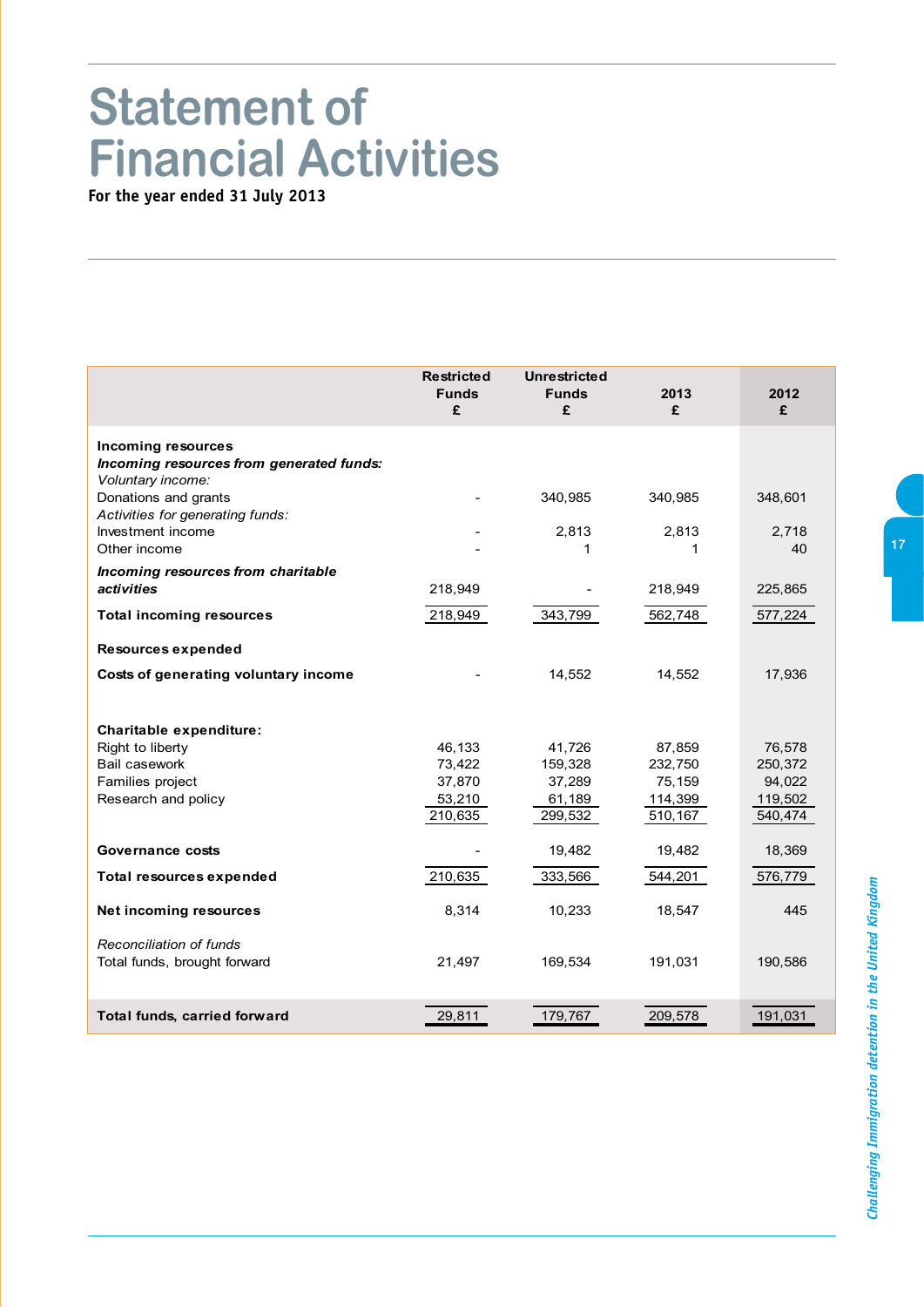# Statement of Financial Activities

**For the year ended 31 July 2013**

| | Restricted Funds £ | Unrestricted Funds £ | 2013 £ | 2012 £ |
|---|---|---|---|---|
| **Incoming resources** | | | | |
| ***Incoming resources from generated funds:*** | | | | |
| *Voluntary income:* | | | | |
| Donations and grants | - | 340,985 | 340,985 | 348,601 |
| *Activities for generating funds:* | | | | |
| Investment income | - | 2,813 | 2,813 | 2,718 |
| Other income | - | 1 | 1 | 40 |
| ***Incoming resources from charitable activities*** | 218,949 | - | 218,949 | 225,865 |
| **Total incoming resources** | 218,949 | 343,799 | 562,748 | 577,224 |
| **Resources expended** | | | | |
| **Costs of generating voluntary income** | - | 14,552 | 14,552 | 17,936 |
| **Charitable expenditure:** | | | | |
| Right to liberty | 46,133 | 41,726 | 87,859 | 76,578 |
| Bail casework | 73,422 | 159,328 | 232,750 | 250,372 |
| Families project | 37,870 | 37,289 | 75,159 | 94,022 |
| Research and policy | 53,210 | 61,189 | 114,399 | 119,502 |
| | 210,635 | 299,532 | 510,167 | 540,474 |
| **Governance costs** | - | 19,482 | 19,482 | 18,369 |
| **Total resources expended** | 210,635 | 333,566 | 544,201 | 576,779 |
| **Net incoming resources** | 8,314 | 10,233 | 18,547 | 445 |
| *Reconciliation of funds* | | | | |
| Total funds, brought forward | 21,497 | 169,534 | 191,031 | 190,586 |
| **Total funds, carried forward** | 29,811 | 179,767 | 209,578 | 191,031 |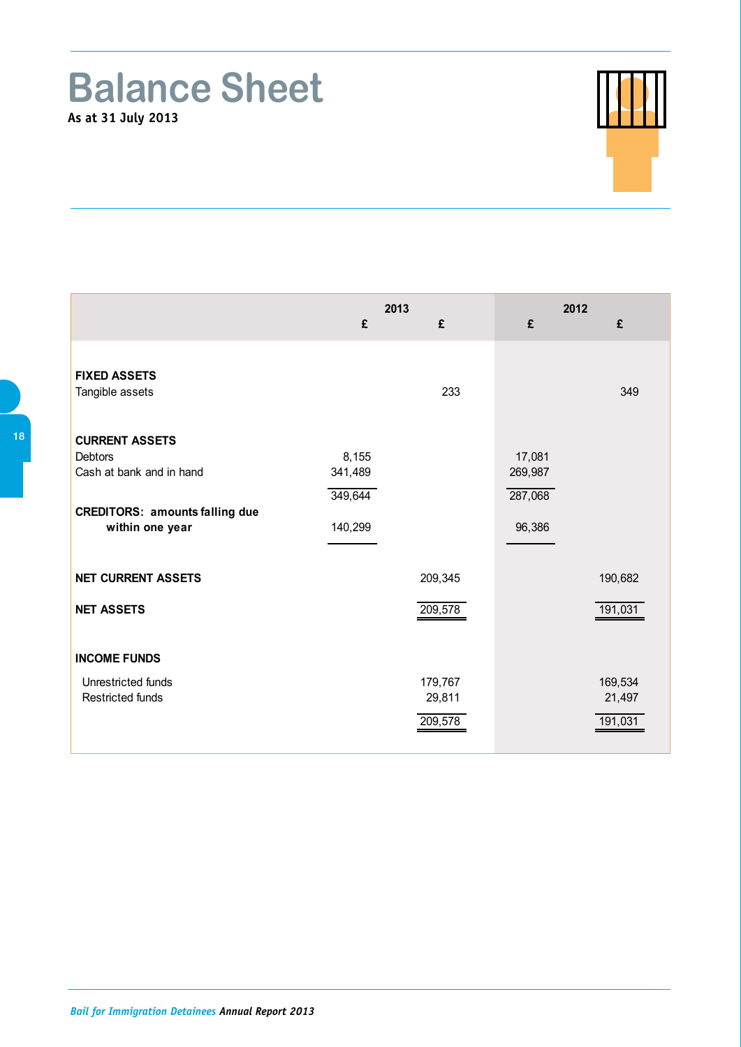# Balance Sheet

**As at 31 July 2013**

| | 2013 | | 2012 | |
|---|---|---|---|---|
| | £ | £ | £ | £ |
| **FIXED ASSETS** | | | | |
| Tangible assets | | 233 | | 349 |
| **CURRENT ASSETS** | | | | |
| Debtors | 8,155 | | 17,081 | |
| Cash at bank and in hand | 341,489 | | 269,987 | |
| | 349,644 | | 287,068 | |
| **CREDITORS: amounts falling due within one year** | 140,299 | | 96,386 | |
| **NET CURRENT ASSETS** | | 209,345 | | 190,682 |
| **NET ASSETS** | | 209,578 | | 191,031 |
| **INCOME FUNDS** | | | | |
| Unrestricted funds | | 179,767 | | 169,534 |
| Restricted funds | | 29,811 | | 21,497 |
| | | 209,578 | | 191,031 |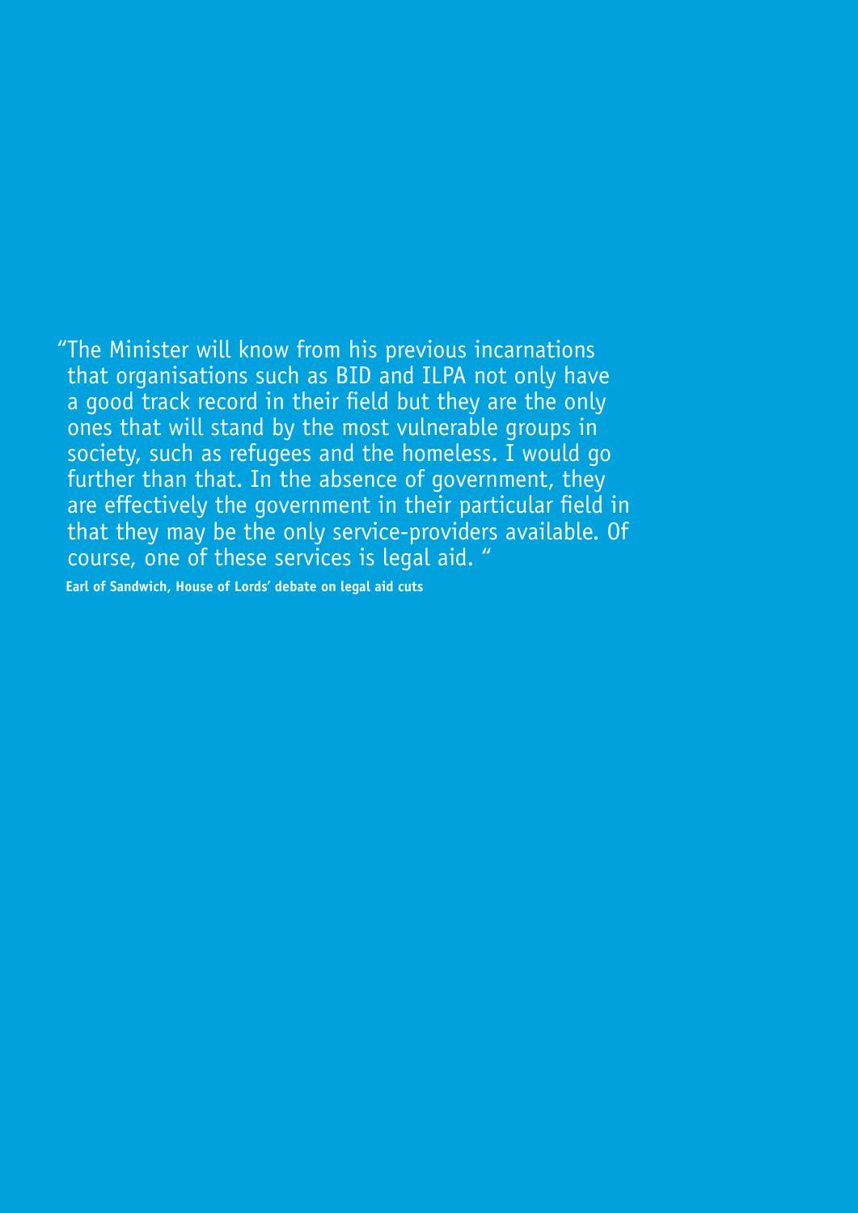"The Minister will know from his previous incarnations that organisations such as BID and ILPA not only have a good track record in their field but they are the only ones that will stand by the most vulnerable groups in society, such as refugees and the homeless. I would go further than that. In the absence of government, they are effectively the government in their particular field in that they may be the only service-providers available. Of course, one of these services is legal aid. "

**Earl of Sandwich, House of Lords' debate on legal aid cuts**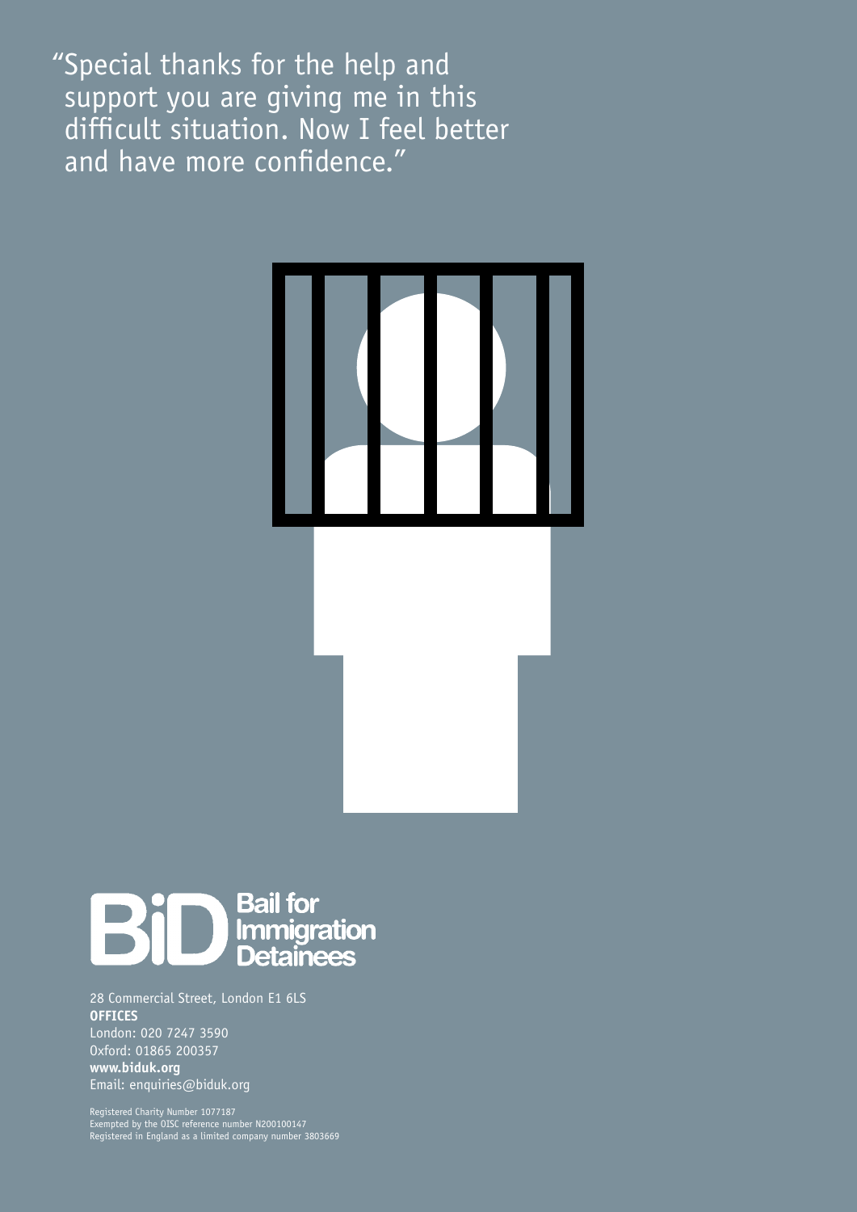"Special thanks for the help and support you are giving me in this difficult situation. Now I feel better and have more confidence."

**Bail for Immigration Detainees**

28 Commercial Street, London E1 6LS
**OFFICES**
London: 020 7247 3590
Oxford: 01865 200357
**www.biduk.org**
Email: enquiries@biduk.org

Registered Charity Number 1077187
Exempted by the OISC reference number N200100147
Registered in England as a limited company number 3803669